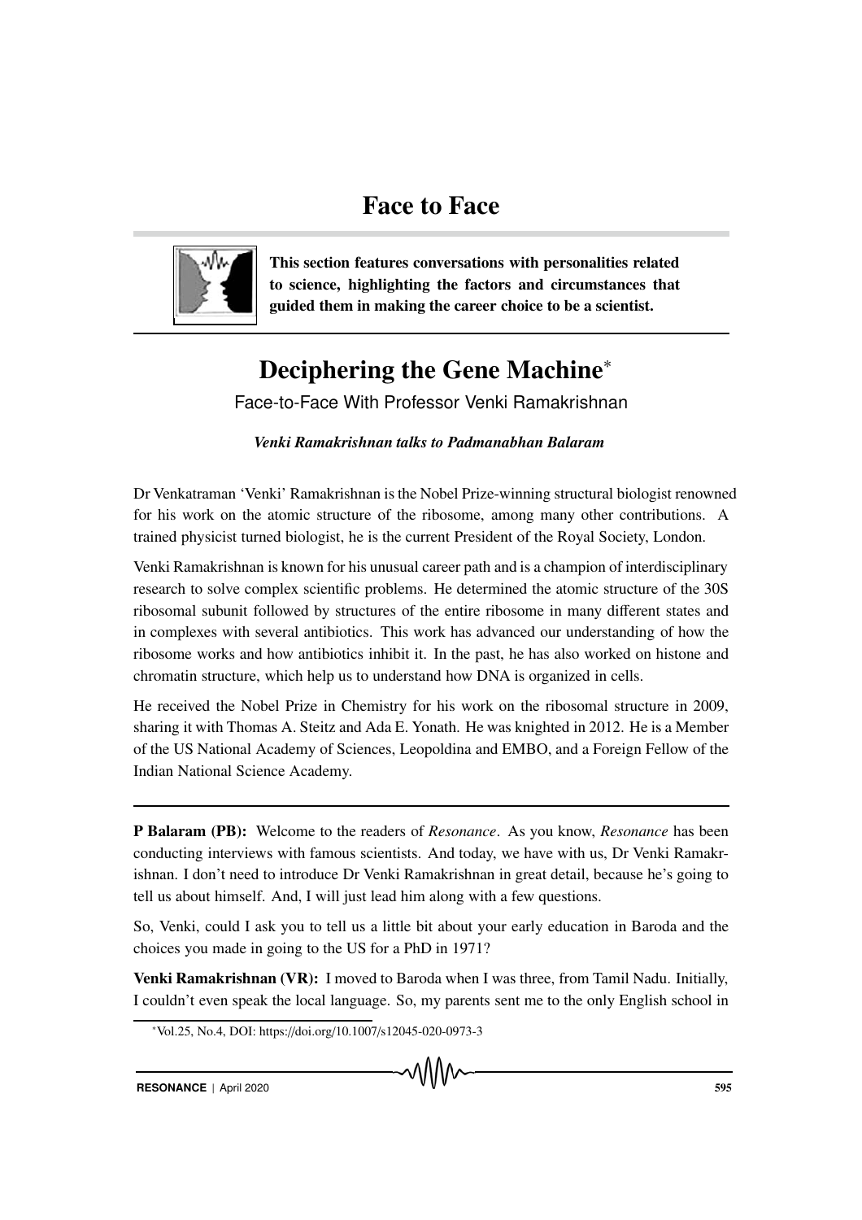# Face to Face

**This section features conversations with personalities related to science, highlighting the factors and circumstances that guided them in making the career choice to be a scientist.**

## Deciphering the Gene Machine*

### Face-to-Face With Professor Venki Ramakrishnan

***Venki Ramakrishnan talks to Padmanabhan Balaram***

Dr Venkatraman 'Venki' Ramakrishnan is the Nobel Prize-winning structural biologist renowned for his work on the atomic structure of the ribosome, among many other contributions. A trained physicist turned biologist, he is the current President of the Royal Society, London.

Venki Ramakrishnan is known for his unusual career path and is a champion of interdisciplinary research to solve complex scientific problems. He determined the atomic structure of the 30S ribosomal subunit followed by structures of the entire ribosome in many different states and in complexes with several antibiotics. This work has advanced our understanding of how the ribosome works and how antibiotics inhibit it. In the past, he has also worked on histone and chromatin structure, which help us to understand how DNA is organized in cells.

He received the Nobel Prize in Chemistry for his work on the ribosomal structure in 2009, sharing it with Thomas A. Steitz and Ada E. Yonath. He was knighted in 2012. He is a Member of the US National Academy of Sciences, Leopoldina and EMBO, and a Foreign Fellow of the Indian National Science Academy.

---

**P Balaram (PB):** Welcome to the readers of *Resonance*. As you know, *Resonance* has been conducting interviews with famous scientists. And today, we have with us, Dr Venki Ramakrishnan. I don't need to introduce Dr Venki Ramakrishnan in great detail, because he's going to tell us about himself. And, I will just lead him along with a few questions.

So, Venki, could I ask you to tell us a little bit about your early education in Baroda and the choices you made in going to the US for a PhD in 1971?

**Venki Ramakrishnan (VR):** I moved to Baroda when I was three, from Tamil Nadu. Initially, I couldn't even speak the local language. So, my parents sent me to the only English school in

*Vol.25, No.4, DOI: https://doi.org/10.1007/s12045-020-0973-3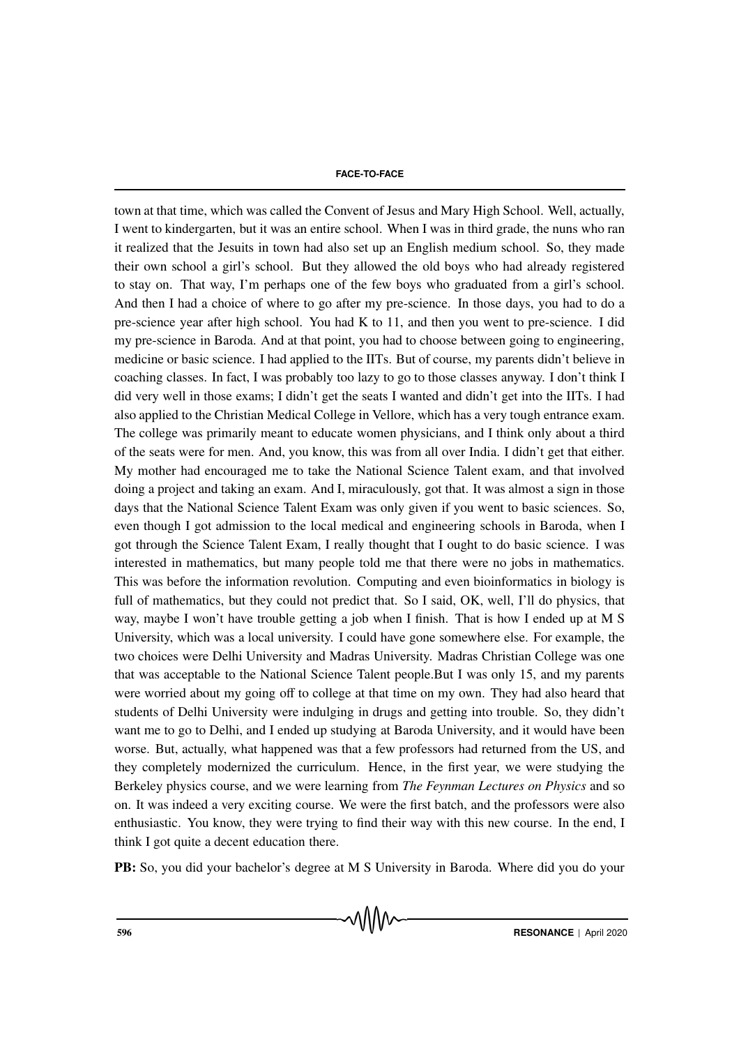town at that time, which was called the Convent of Jesus and Mary High School. Well, actually, I went to kindergarten, but it was an entire school. When I was in third grade, the nuns who ran it realized that the Jesuits in town had also set up an English medium school. So, they made their own school a girl's school. But they allowed the old boys who had already registered to stay on. That way, I'm perhaps one of the few boys who graduated from a girl's school. And then I had a choice of where to go after my pre-science. In those days, you had to do a pre-science year after high school. You had K to 11, and then you went to pre-science. I did my pre-science in Baroda. And at that point, you had to choose between going to engineering, medicine or basic science. I had applied to the IITs. But of course, my parents didn't believe in coaching classes. In fact, I was probably too lazy to go to those classes anyway. I don't think I did very well in those exams; I didn't get the seats I wanted and didn't get into the IITs. I had also applied to the Christian Medical College in Vellore, which has a very tough entrance exam. The college was primarily meant to educate women physicians, and I think only about a third of the seats were for men. And, you know, this was from all over India. I didn't get that either. My mother had encouraged me to take the National Science Talent exam, and that involved doing a project and taking an exam. And I, miraculously, got that. It was almost a sign in those days that the National Science Talent Exam was only given if you went to basic sciences. So, even though I got admission to the local medical and engineering schools in Baroda, when I got through the Science Talent Exam, I really thought that I ought to do basic science. I was interested in mathematics, but many people told me that there were no jobs in mathematics. This was before the information revolution. Computing and even bioinformatics in biology is full of mathematics, but they could not predict that. So I said, OK, well, I'll do physics, that way, maybe I won't have trouble getting a job when I finish. That is how I ended up at M S University, which was a local university. I could have gone somewhere else. For example, the two choices were Delhi University and Madras University. Madras Christian College was one that was acceptable to the National Science Talent people.But I was only 15, and my parents were worried about my going off to college at that time on my own. They had also heard that students of Delhi University were indulging in drugs and getting into trouble. So, they didn't want me to go to Delhi, and I ended up studying at Baroda University, and it would have been worse. But, actually, what happened was that a few professors had returned from the US, and they completely modernized the curriculum. Hence, in the first year, we were studying the Berkeley physics course, and we were learning from *The Feynman Lectures on Physics* and so on. It was indeed a very exciting course. We were the first batch, and the professors were also enthusiastic. You know, they were trying to find their way with this new course. In the end, I think I got quite a decent education there.

**PB:** So, you did your bachelor's degree at M S University in Baroda. Where did you do your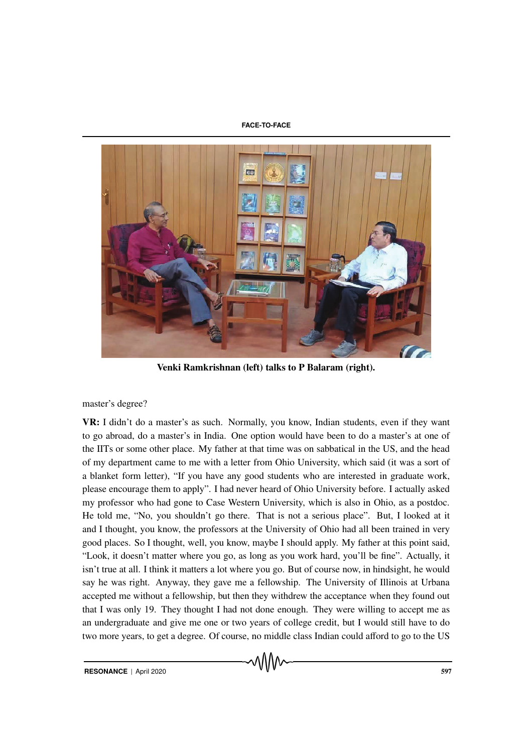Venki Ramkrishnan (left) talks to P Balaram (right).

master's degree?

**VR:** I didn't do a master's as such. Normally, you know, Indian students, even if they want to go abroad, do a master's in India. One option would have been to do a master's at one of the IITs or some other place. My father at that time was on sabbatical in the US, and the head of my department came to me with a letter from Ohio University, which said (it was a sort of a blanket form letter), "If you have any good students who are interested in graduate work, please encourage them to apply". I had never heard of Ohio University before. I actually asked my professor who had gone to Case Western University, which is also in Ohio, as a postdoc. He told me, "No, you shouldn't go there. That is not a serious place". But, I looked at it and I thought, you know, the professors at the University of Ohio had all been trained in very good places. So I thought, well, you know, maybe I should apply. My father at this point said, "Look, it doesn't matter where you go, as long as you work hard, you'll be fine". Actually, it isn't true at all. I think it matters a lot where you go. But of course now, in hindsight, he would say he was right. Anyway, they gave me a fellowship. The University of Illinois at Urbana accepted me without a fellowship, but then they withdrew the acceptance when they found out that I was only 19. They thought I had not done enough. They were willing to accept me as an undergraduate and give me one or two years of college credit, but I would still have to do two more years, to get a degree. Of course, no middle class Indian could afford to go to the US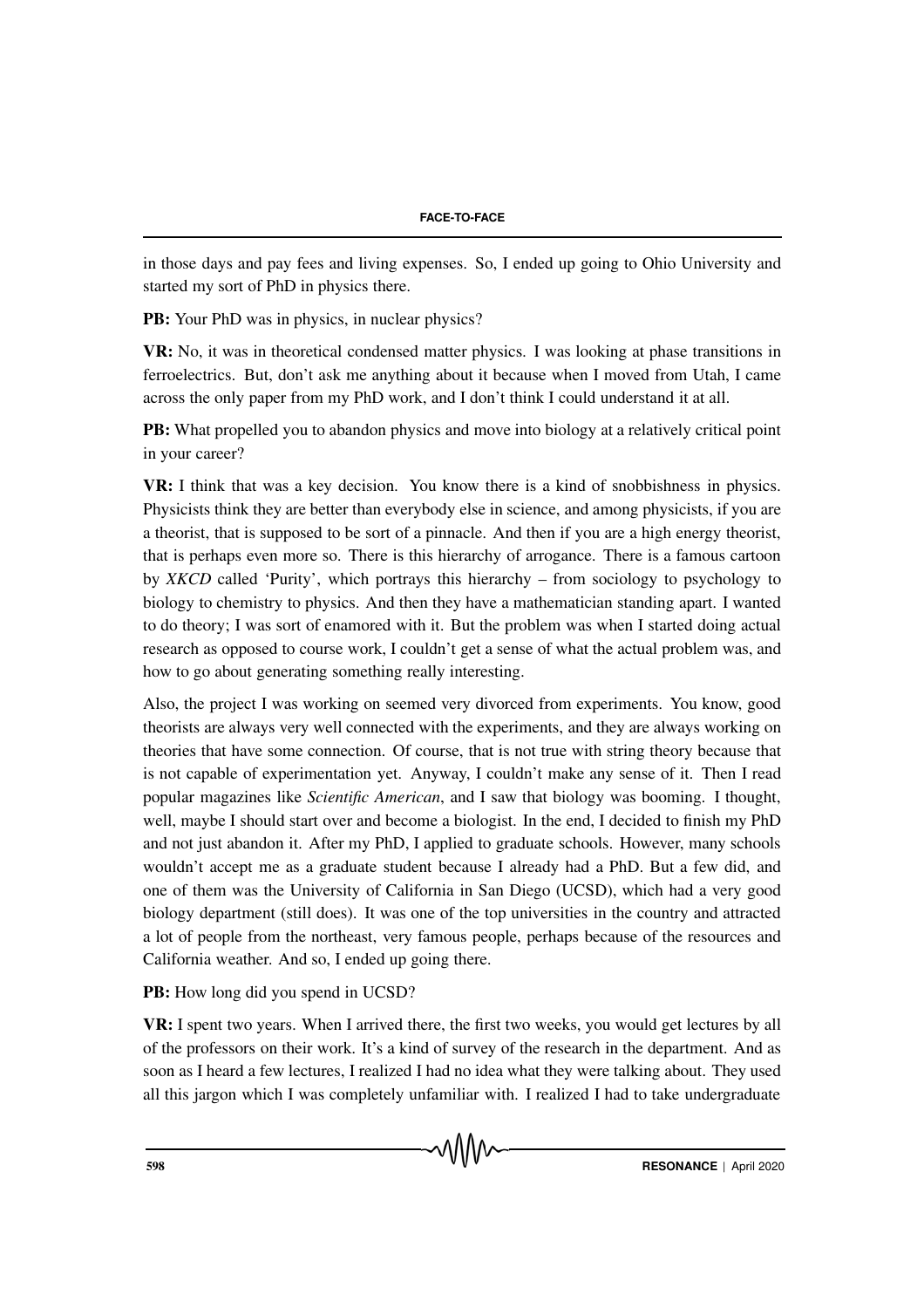in those days and pay fees and living expenses. So, I ended up going to Ohio University and started my sort of PhD in physics there.

**PB:** Your PhD was in physics, in nuclear physics?

**VR:** No, it was in theoretical condensed matter physics. I was looking at phase transitions in ferroelectrics. But, don't ask me anything about it because when I moved from Utah, I came across the only paper from my PhD work, and I don't think I could understand it at all.

**PB:** What propelled you to abandon physics and move into biology at a relatively critical point in your career?

**VR:** I think that was a key decision. You know there is a kind of snobbishness in physics. Physicists think they are better than everybody else in science, and among physicists, if you are a theorist, that is supposed to be sort of a pinnacle. And then if you are a high energy theorist, that is perhaps even more so. There is this hierarchy of arrogance. There is a famous cartoon by *XKCD* called 'Purity', which portrays this hierarchy – from sociology to psychology to biology to chemistry to physics. And then they have a mathematician standing apart. I wanted to do theory; I was sort of enamored with it. But the problem was when I started doing actual research as opposed to course work, I couldn't get a sense of what the actual problem was, and how to go about generating something really interesting.

Also, the project I was working on seemed very divorced from experiments. You know, good theorists are always very well connected with the experiments, and they are always working on theories that have some connection. Of course, that is not true with string theory because that is not capable of experimentation yet. Anyway, I couldn't make any sense of it. Then I read popular magazines like *Scientific American*, and I saw that biology was booming. I thought, well, maybe I should start over and become a biologist. In the end, I decided to finish my PhD and not just abandon it. After my PhD, I applied to graduate schools. However, many schools wouldn't accept me as a graduate student because I already had a PhD. But a few did, and one of them was the University of California in San Diego (UCSD), which had a very good biology department (still does). It was one of the top universities in the country and attracted a lot of people from the northeast, very famous people, perhaps because of the resources and California weather. And so, I ended up going there.

**PB:** How long did you spend in UCSD?

**VR:** I spent two years. When I arrived there, the first two weeks, you would get lectures by all of the professors on their work. It's a kind of survey of the research in the department. And as soon as I heard a few lectures, I realized I had no idea what they were talking about. They used all this jargon which I was completely unfamiliar with. I realized I had to take undergraduate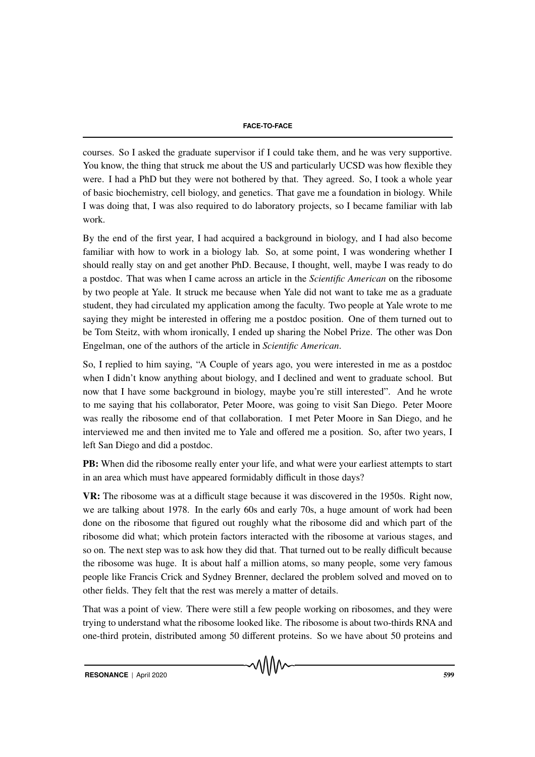courses. So I asked the graduate supervisor if I could take them, and he was very supportive. You know, the thing that struck me about the US and particularly UCSD was how flexible they were. I had a PhD but they were not bothered by that. They agreed. So, I took a whole year of basic biochemistry, cell biology, and genetics. That gave me a foundation in biology. While I was doing that, I was also required to do laboratory projects, so I became familiar with lab work.

By the end of the first year, I had acquired a background in biology, and I had also become familiar with how to work in a biology lab. So, at some point, I was wondering whether I should really stay on and get another PhD. Because, I thought, well, maybe I was ready to do a postdoc. That was when I came across an article in the *Scientific American* on the ribosome by two people at Yale. It struck me because when Yale did not want to take me as a graduate student, they had circulated my application among the faculty. Two people at Yale wrote to me saying they might be interested in offering me a postdoc position. One of them turned out to be Tom Steitz, with whom ironically, I ended up sharing the Nobel Prize. The other was Don Engelman, one of the authors of the article in *Scientific American*.

So, I replied to him saying, "A Couple of years ago, you were interested in me as a postdoc when I didn't know anything about biology, and I declined and went to graduate school. But now that I have some background in biology, maybe you're still interested". And he wrote to me saying that his collaborator, Peter Moore, was going to visit San Diego. Peter Moore was really the ribosome end of that collaboration. I met Peter Moore in San Diego, and he interviewed me and then invited me to Yale and offered me a position. So, after two years, I left San Diego and did a postdoc.

**PB:** When did the ribosome really enter your life, and what were your earliest attempts to start in an area which must have appeared formidably difficult in those days?

**VR:** The ribosome was at a difficult stage because it was discovered in the 1950s. Right now, we are talking about 1978. In the early 60s and early 70s, a huge amount of work had been done on the ribosome that figured out roughly what the ribosome did and which part of the ribosome did what; which protein factors interacted with the ribosome at various stages, and so on. The next step was to ask how they did that. That turned out to be really difficult because the ribosome was huge. It is about half a million atoms, so many people, some very famous people like Francis Crick and Sydney Brenner, declared the problem solved and moved on to other fields. They felt that the rest was merely a matter of details.

That was a point of view. There were still a few people working on ribosomes, and they were trying to understand what the ribosome looked like. The ribosome is about two-thirds RNA and one-third protein, distributed among 50 different proteins. So we have about 50 proteins and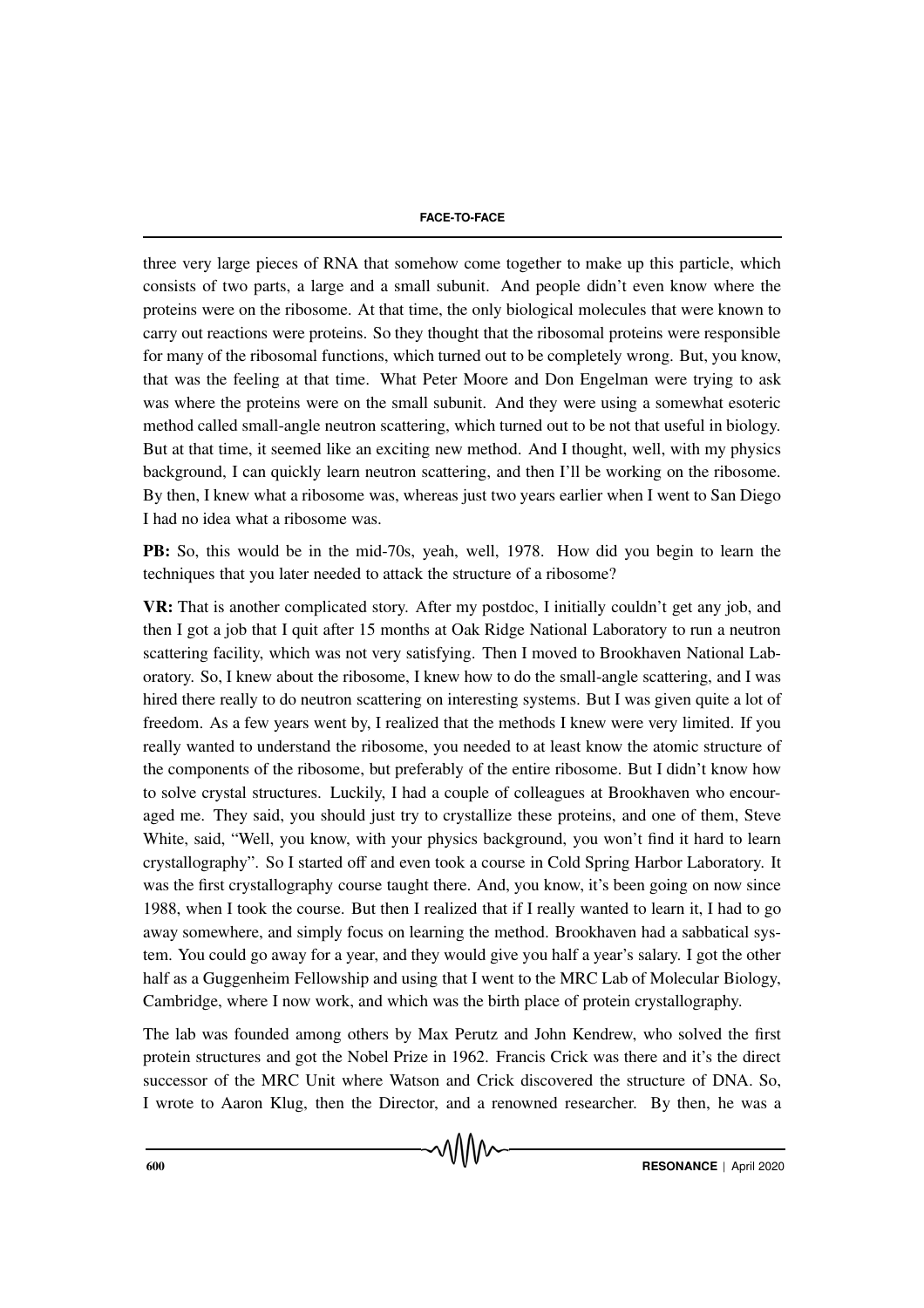three very large pieces of RNA that somehow come together to make up this particle, which consists of two parts, a large and a small subunit. And people didn't even know where the proteins were on the ribosome. At that time, the only biological molecules that were known to carry out reactions were proteins. So they thought that the ribosomal proteins were responsible for many of the ribosomal functions, which turned out to be completely wrong. But, you know, that was the feeling at that time. What Peter Moore and Don Engelman were trying to ask was where the proteins were on the small subunit. And they were using a somewhat esoteric method called small-angle neutron scattering, which turned out to be not that useful in biology. But at that time, it seemed like an exciting new method. And I thought, well, with my physics background, I can quickly learn neutron scattering, and then I'll be working on the ribosome. By then, I knew what a ribosome was, whereas just two years earlier when I went to San Diego I had no idea what a ribosome was.

**PB:** So, this would be in the mid-70s, yeah, well, 1978. How did you begin to learn the techniques that you later needed to attack the structure of a ribosome?

**VR:** That is another complicated story. After my postdoc, I initially couldn't get any job, and then I got a job that I quit after 15 months at Oak Ridge National Laboratory to run a neutron scattering facility, which was not very satisfying. Then I moved to Brookhaven National Laboratory. So, I knew about the ribosome, I knew how to do the small-angle scattering, and I was hired there really to do neutron scattering on interesting systems. But I was given quite a lot of freedom. As a few years went by, I realized that the methods I knew were very limited. If you really wanted to understand the ribosome, you needed to at least know the atomic structure of the components of the ribosome, but preferably of the entire ribosome. But I didn't know how to solve crystal structures. Luckily, I had a couple of colleagues at Brookhaven who encouraged me. They said, you should just try to crystallize these proteins, and one of them, Steve White, said, "Well, you know, with your physics background, you won't find it hard to learn crystallography". So I started off and even took a course in Cold Spring Harbor Laboratory. It was the first crystallography course taught there. And, you know, it's been going on now since 1988, when I took the course. But then I realized that if I really wanted to learn it, I had to go away somewhere, and simply focus on learning the method. Brookhaven had a sabbatical system. You could go away for a year, and they would give you half a year's salary. I got the other half as a Guggenheim Fellowship and using that I went to the MRC Lab of Molecular Biology, Cambridge, where I now work, and which was the birth place of protein crystallography.

The lab was founded among others by Max Perutz and John Kendrew, who solved the first protein structures and got the Nobel Prize in 1962. Francis Crick was there and it's the direct successor of the MRC Unit where Watson and Crick discovered the structure of DNA. So, I wrote to Aaron Klug, then the Director, and a renowned researcher. By then, he was a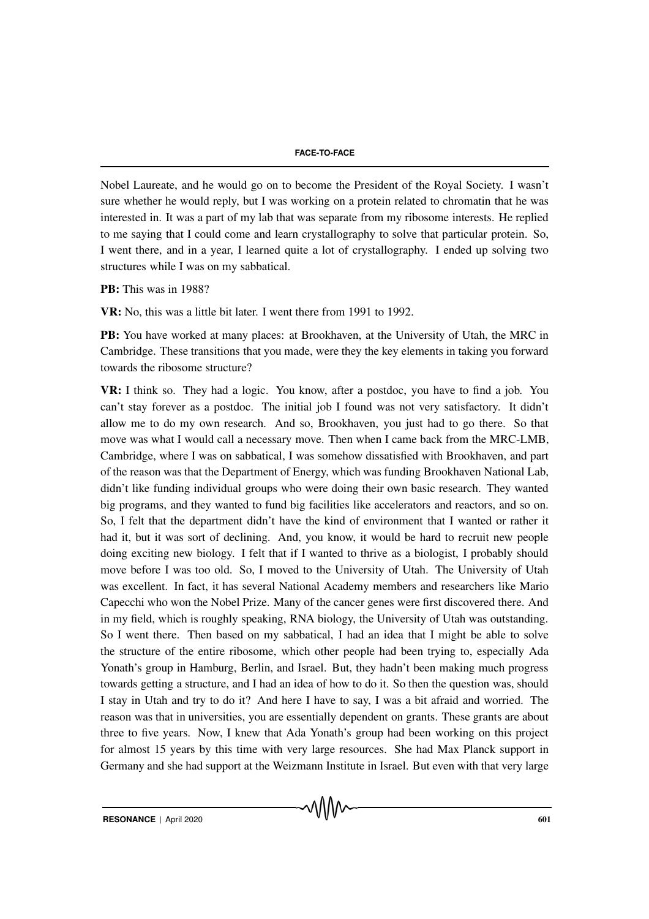Nobel Laureate, and he would go on to become the President of the Royal Society. I wasn't sure whether he would reply, but I was working on a protein related to chromatin that he was interested in. It was a part of my lab that was separate from my ribosome interests. He replied to me saying that I could come and learn crystallography to solve that particular protein. So, I went there, and in a year, I learned quite a lot of crystallography. I ended up solving two structures while I was on my sabbatical.

**PB:** This was in 1988?

**VR:** No, this was a little bit later. I went there from 1991 to 1992.

**PB:** You have worked at many places: at Brookhaven, at the University of Utah, the MRC in Cambridge. These transitions that you made, were they the key elements in taking you forward towards the ribosome structure?

**VR:** I think so. They had a logic. You know, after a postdoc, you have to find a job. You can't stay forever as a postdoc. The initial job I found was not very satisfactory. It didn't allow me to do my own research. And so, Brookhaven, you just had to go there. So that move was what I would call a necessary move. Then when I came back from the MRC-LMB, Cambridge, where I was on sabbatical, I was somehow dissatisfied with Brookhaven, and part of the reason was that the Department of Energy, which was funding Brookhaven National Lab, didn't like funding individual groups who were doing their own basic research. They wanted big programs, and they wanted to fund big facilities like accelerators and reactors, and so on. So, I felt that the department didn't have the kind of environment that I wanted or rather it had it, but it was sort of declining. And, you know, it would be hard to recruit new people doing exciting new biology. I felt that if I wanted to thrive as a biologist, I probably should move before I was too old. So, I moved to the University of Utah. The University of Utah was excellent. In fact, it has several National Academy members and researchers like Mario Capecchi who won the Nobel Prize. Many of the cancer genes were first discovered there. And in my field, which is roughly speaking, RNA biology, the University of Utah was outstanding. So I went there. Then based on my sabbatical, I had an idea that I might be able to solve the structure of the entire ribosome, which other people had been trying to, especially Ada Yonath's group in Hamburg, Berlin, and Israel. But, they hadn't been making much progress towards getting a structure, and I had an idea of how to do it. So then the question was, should I stay in Utah and try to do it? And here I have to say, I was a bit afraid and worried. The reason was that in universities, you are essentially dependent on grants. These grants are about three to five years. Now, I knew that Ada Yonath's group had been working on this project for almost 15 years by this time with very large resources. She had Max Planck support in Germany and she had support at the Weizmann Institute in Israel. But even with that very large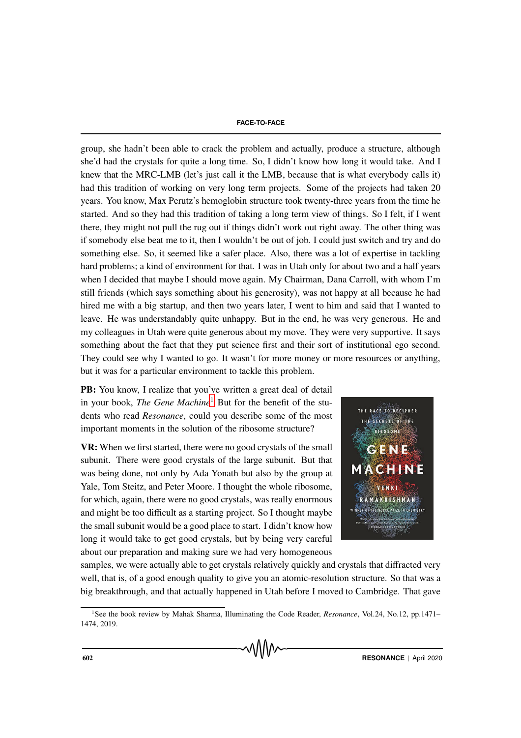group, she hadn't been able to crack the problem and actually, produce a structure, although she'd had the crystals for quite a long time. So, I didn't know how long it would take. And I knew that the MRC-LMB (let's just call it the LMB, because that is what everybody calls it) had this tradition of working on very long term projects. Some of the projects had taken 20 years. You know, Max Perutz's hemoglobin structure took twenty-three years from the time he started. And so they had this tradition of taking a long term view of things. So I felt, if I went there, they might not pull the rug out if things didn't work out right away. The other thing was if somebody else beat me to it, then I wouldn't be out of job. I could just switch and try and do something else. So, it seemed like a safer place. Also, there was a lot of expertise in tackling hard problems; a kind of environment for that. I was in Utah only for about two and a half years when I decided that maybe I should move again. My Chairman, Dana Carroll, with whom I'm still friends (which says something about his generosity), was not happy at all because he had hired me with a big startup, and then two years later, I went to him and said that I wanted to leave. He was understandably quite unhappy. But in the end, he was very generous. He and my colleagues in Utah were quite generous about my move. They were very supportive. It says something about the fact that they put science first and their sort of institutional ego second. They could see why I wanted to go. It wasn't for more money or more resources or anything, but it was for a particular environment to tackle this problem.

**PB:** You know, I realize that you've written a great deal of detail in your book, *The Gene Machine*[1] But for the benefit of the students who read *Resonance*, could you describe some of the most important moments in the solution of the ribosome structure?

**VR:** When we first started, there were no good crystals of the small subunit. There were good crystals of the large subunit. But that was being done, not only by Ada Yonath but also by the group at Yale, Tom Steitz, and Peter Moore. I thought the whole ribosome, for which, again, there were no good crystals, was really enormous and might be too difficult as a starting project. So I thought maybe the small subunit would be a good place to start. I didn't know how long it would take to get good crystals, but by being very careful about our preparation and making sure we had very homogeneous samples, we were actually able to get crystals relatively quickly and crystals that diffracted very well, that is, of a good enough quality to give you an atomic-resolution structure. So that was a big breakthrough, and that actually happened in Utah before I moved to Cambridge. That gave

[1] See the book review by Mahak Sharma, Illuminating the Code Reader, *Resonance*, Vol.24, No.12, pp.1471–1474, 2019.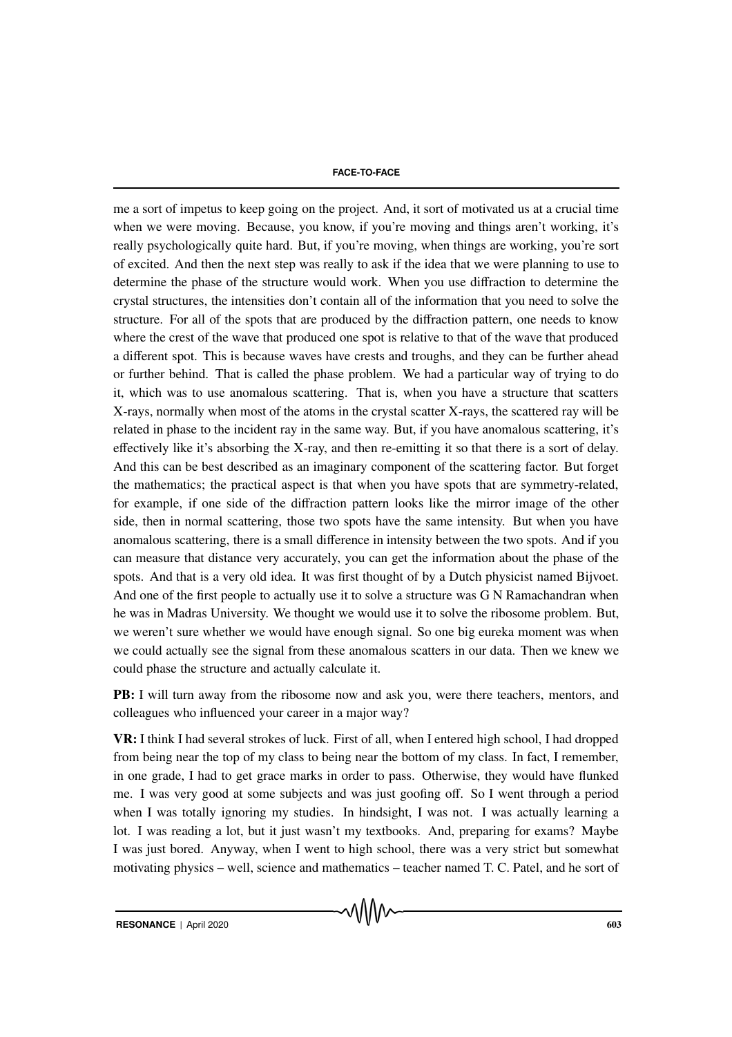me a sort of impetus to keep going on the project. And, it sort of motivated us at a crucial time when we were moving. Because, you know, if you're moving and things aren't working, it's really psychologically quite hard. But, if you're moving, when things are working, you're sort of excited. And then the next step was really to ask if the idea that we were planning to use to determine the phase of the structure would work. When you use diffraction to determine the crystal structures, the intensities don't contain all of the information that you need to solve the structure. For all of the spots that are produced by the diffraction pattern, one needs to know where the crest of the wave that produced one spot is relative to that of the wave that produced a different spot. This is because waves have crests and troughs, and they can be further ahead or further behind. That is called the phase problem. We had a particular way of trying to do it, which was to use anomalous scattering. That is, when you have a structure that scatters X-rays, normally when most of the atoms in the crystal scatter X-rays, the scattered ray will be related in phase to the incident ray in the same way. But, if you have anomalous scattering, it's effectively like it's absorbing the X-ray, and then re-emitting it so that there is a sort of delay. And this can be best described as an imaginary component of the scattering factor. But forget the mathematics; the practical aspect is that when you have spots that are symmetry-related, for example, if one side of the diffraction pattern looks like the mirror image of the other side, then in normal scattering, those two spots have the same intensity. But when you have anomalous scattering, there is a small difference in intensity between the two spots. And if you can measure that distance very accurately, you can get the information about the phase of the spots. And that is a very old idea. It was first thought of by a Dutch physicist named Bijvoet. And one of the first people to actually use it to solve a structure was G N Ramachandran when he was in Madras University. We thought we would use it to solve the ribosome problem. But, we weren't sure whether we would have enough signal. So one big eureka moment was when we could actually see the signal from these anomalous scatters in our data. Then we knew we could phase the structure and actually calculate it.

**PB:** I will turn away from the ribosome now and ask you, were there teachers, mentors, and colleagues who influenced your career in a major way?

**VR:** I think I had several strokes of luck. First of all, when I entered high school, I had dropped from being near the top of my class to being near the bottom of my class. In fact, I remember, in one grade, I had to get grace marks in order to pass. Otherwise, they would have flunked me. I was very good at some subjects and was just goofing off. So I went through a period when I was totally ignoring my studies. In hindsight, I was not. I was actually learning a lot. I was reading a lot, but it just wasn't my textbooks. And, preparing for exams? Maybe I was just bored. Anyway, when I went to high school, there was a very strict but somewhat motivating physics – well, science and mathematics – teacher named T. C. Patel, and he sort of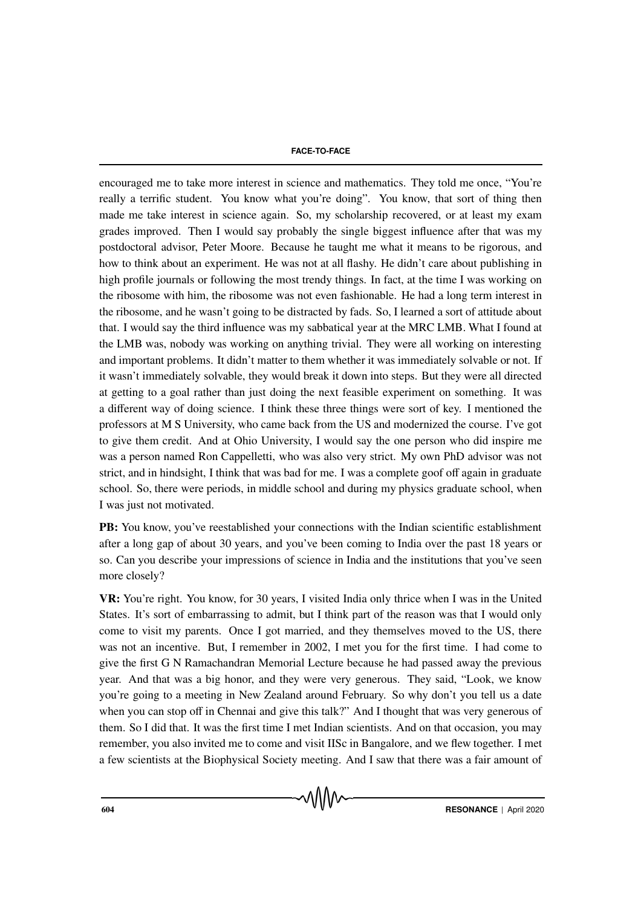encouraged me to take more interest in science and mathematics. They told me once, "You're really a terrific student. You know what you're doing". You know, that sort of thing then made me take interest in science again. So, my scholarship recovered, or at least my exam grades improved. Then I would say probably the single biggest influence after that was my postdoctoral advisor, Peter Moore. Because he taught me what it means to be rigorous, and how to think about an experiment. He was not at all flashy. He didn't care about publishing in high profile journals or following the most trendy things. In fact, at the time I was working on the ribosome with him, the ribosome was not even fashionable. He had a long term interest in the ribosome, and he wasn't going to be distracted by fads. So, I learned a sort of attitude about that. I would say the third influence was my sabbatical year at the MRC LMB. What I found at the LMB was, nobody was working on anything trivial. They were all working on interesting and important problems. It didn't matter to them whether it was immediately solvable or not. If it wasn't immediately solvable, they would break it down into steps. But they were all directed at getting to a goal rather than just doing the next feasible experiment on something. It was a different way of doing science. I think these three things were sort of key. I mentioned the professors at M S University, who came back from the US and modernized the course. I've got to give them credit. And at Ohio University, I would say the one person who did inspire me was a person named Ron Cappelletti, who was also very strict. My own PhD advisor was not strict, and in hindsight, I think that was bad for me. I was a complete goof off again in graduate school. So, there were periods, in middle school and during my physics graduate school, when I was just not motivated.

**PB:** You know, you've reestablished your connections with the Indian scientific establishment after a long gap of about 30 years, and you've been coming to India over the past 18 years or so. Can you describe your impressions of science in India and the institutions that you've seen more closely?

**VR:** You're right. You know, for 30 years, I visited India only thrice when I was in the United States. It's sort of embarrassing to admit, but I think part of the reason was that I would only come to visit my parents. Once I got married, and they themselves moved to the US, there was not an incentive. But, I remember in 2002, I met you for the first time. I had come to give the first G N Ramachandran Memorial Lecture because he had passed away the previous year. And that was a big honor, and they were very generous. They said, "Look, we know you're going to a meeting in New Zealand around February. So why don't you tell us a date when you can stop off in Chennai and give this talk?" And I thought that was very generous of them. So I did that. It was the first time I met Indian scientists. And on that occasion, you may remember, you also invited me to come and visit IISc in Bangalore, and we flew together. I met a few scientists at the Biophysical Society meeting. And I saw that there was a fair amount of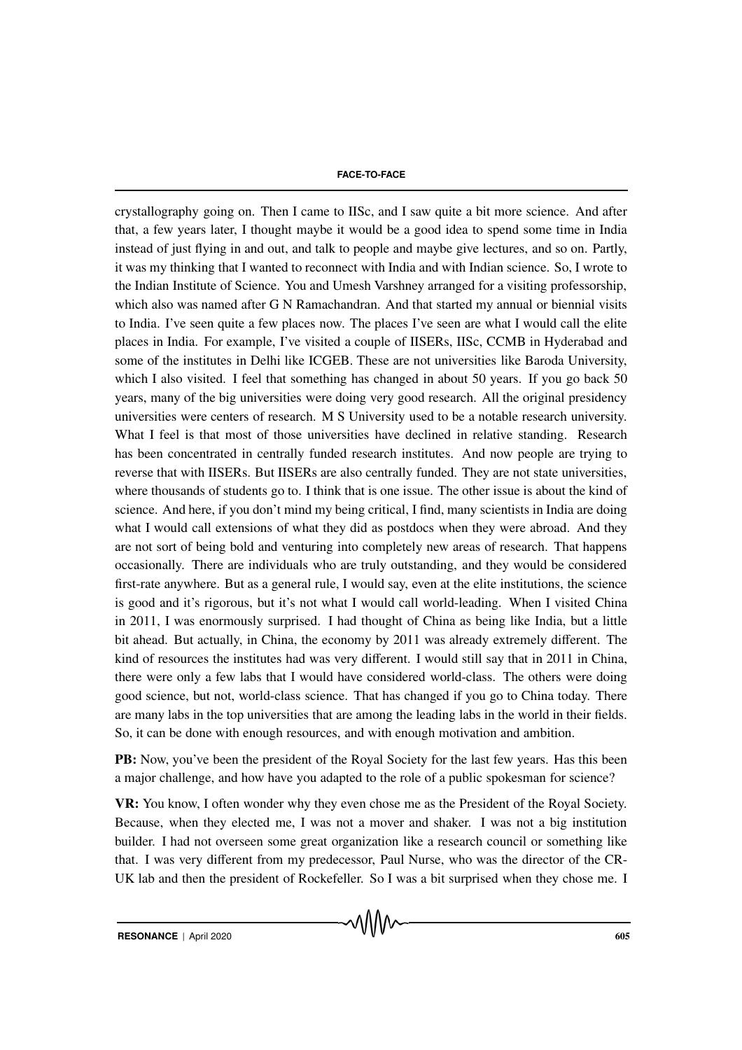crystallography going on. Then I came to IISc, and I saw quite a bit more science. And after that, a few years later, I thought maybe it would be a good idea to spend some time in India instead of just flying in and out, and talk to people and maybe give lectures, and so on. Partly, it was my thinking that I wanted to reconnect with India and with Indian science. So, I wrote to the Indian Institute of Science. You and Umesh Varshney arranged for a visiting professorship, which also was named after G N Ramachandran. And that started my annual or biennial visits to India. I've seen quite a few places now. The places I've seen are what I would call the elite places in India. For example, I've visited a couple of IISERs, IISc, CCMB in Hyderabad and some of the institutes in Delhi like ICGEB. These are not universities like Baroda University, which I also visited. I feel that something has changed in about 50 years. If you go back 50 years, many of the big universities were doing very good research. All the original presidency universities were centers of research. M S University used to be a notable research university. What I feel is that most of those universities have declined in relative standing. Research has been concentrated in centrally funded research institutes. And now people are trying to reverse that with IISERs. But IISERs are also centrally funded. They are not state universities, where thousands of students go to. I think that is one issue. The other issue is about the kind of science. And here, if you don't mind my being critical, I find, many scientists in India are doing what I would call extensions of what they did as postdocs when they were abroad. And they are not sort of being bold and venturing into completely new areas of research. That happens occasionally. There are individuals who are truly outstanding, and they would be considered first-rate anywhere. But as a general rule, I would say, even at the elite institutions, the science is good and it's rigorous, but it's not what I would call world-leading. When I visited China in 2011, I was enormously surprised. I had thought of China as being like India, but a little bit ahead. But actually, in China, the economy by 2011 was already extremely different. The kind of resources the institutes had was very different. I would still say that in 2011 in China, there were only a few labs that I would have considered world-class. The others were doing good science, but not, world-class science. That has changed if you go to China today. There are many labs in the top universities that are among the leading labs in the world in their fields. So, it can be done with enough resources, and with enough motivation and ambition.

**PB:** Now, you've been the president of the Royal Society for the last few years. Has this been a major challenge, and how have you adapted to the role of a public spokesman for science?

**VR:** You know, I often wonder why they even chose me as the President of the Royal Society. Because, when they elected me, I was not a mover and shaker. I was not a big institution builder. I had not overseen some great organization like a research council or something like that. I was very different from my predecessor, Paul Nurse, who was the director of the CR-UK lab and then the president of Rockefeller. So I was a bit surprised when they chose me. I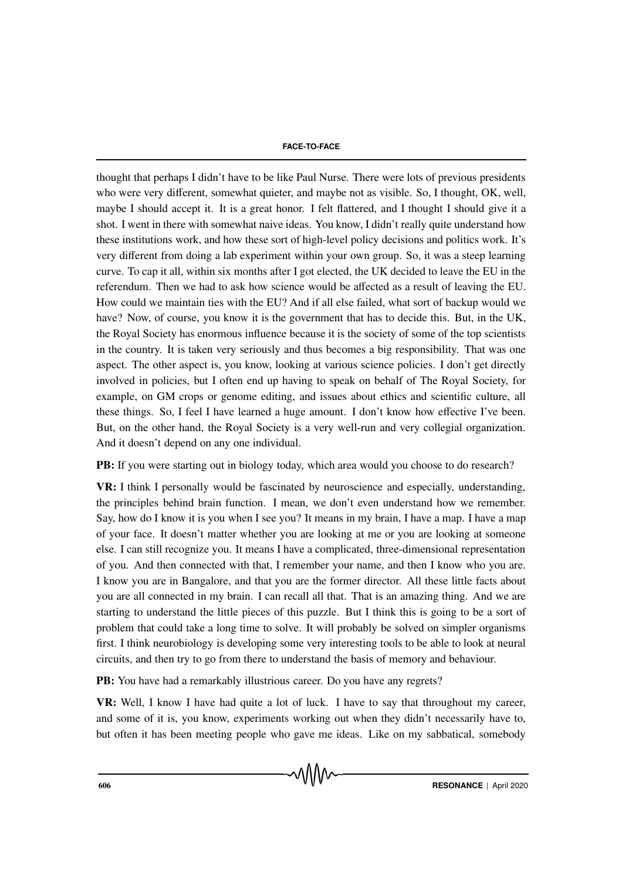thought that perhaps I didn't have to be like Paul Nurse. There were lots of previous presidents who were very different, somewhat quieter, and maybe not as visible. So, I thought, OK, well, maybe I should accept it. It is a great honor. I felt flattered, and I thought I should give it a shot. I went in there with somewhat naive ideas. You know, I didn't really quite understand how these institutions work, and how these sort of high-level policy decisions and politics work. It's very different from doing a lab experiment within your own group. So, it was a steep learning curve. To cap it all, within six months after I got elected, the UK decided to leave the EU in the referendum. Then we had to ask how science would be affected as a result of leaving the EU. How could we maintain ties with the EU? And if all else failed, what sort of backup would we have? Now, of course, you know it is the government that has to decide this. But, in the UK, the Royal Society has enormous influence because it is the society of some of the top scientists in the country. It is taken very seriously and thus becomes a big responsibility. That was one aspect. The other aspect is, you know, looking at various science policies. I don't get directly involved in policies, but I often end up having to speak on behalf of The Royal Society, for example, on GM crops or genome editing, and issues about ethics and scientific culture, all these things. So, I feel I have learned a huge amount. I don't know how effective I've been. But, on the other hand, the Royal Society is a very well-run and very collegial organization. And it doesn't depend on any one individual.

**PB:** If you were starting out in biology today, which area would you choose to do research?

**VR:** I think I personally would be fascinated by neuroscience and especially, understanding, the principles behind brain function. I mean, we don't even understand how we remember. Say, how do I know it is you when I see you? It means in my brain, I have a map. I have a map of your face. It doesn't matter whether you are looking at me or you are looking at someone else. I can still recognize you. It means I have a complicated, three-dimensional representation of you. And then connected with that, I remember your name, and then I know who you are. I know you are in Bangalore, and that you are the former director. All these little facts about you are all connected in my brain. I can recall all that. That is an amazing thing. And we are starting to understand the little pieces of this puzzle. But I think this is going to be a sort of problem that could take a long time to solve. It will probably be solved on simpler organisms first. I think neurobiology is developing some very interesting tools to be able to look at neural circuits, and then try to go from there to understand the basis of memory and behaviour.

**PB:** You have had a remarkably illustrious career. Do you have any regrets?

**VR:** Well, I know I have had quite a lot of luck. I have to say that throughout my career, and some of it is, you know, experiments working out when they didn't necessarily have to, but often it has been meeting people who gave me ideas. Like on my sabbatical, somebody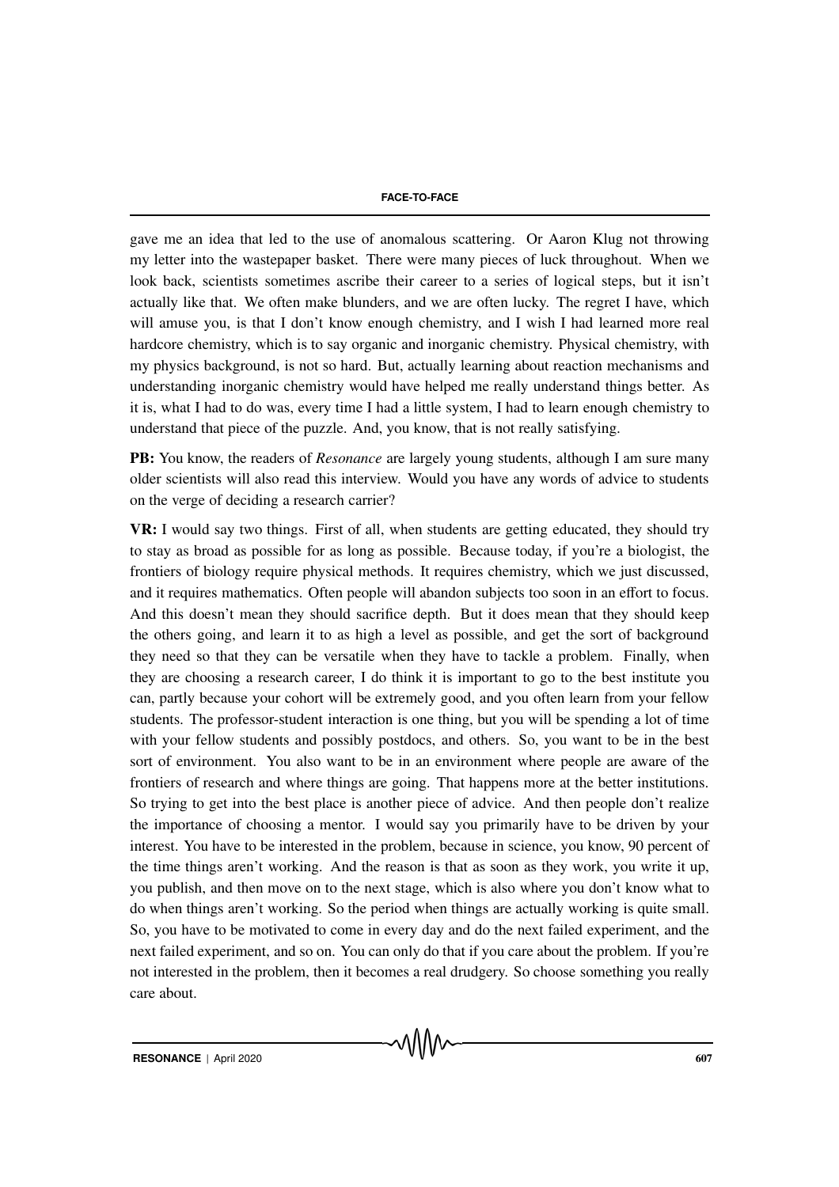gave me an idea that led to the use of anomalous scattering. Or Aaron Klug not throwing my letter into the wastepaper basket. There were many pieces of luck throughout. When we look back, scientists sometimes ascribe their career to a series of logical steps, but it isn't actually like that. We often make blunders, and we are often lucky. The regret I have, which will amuse you, is that I don't know enough chemistry, and I wish I had learned more real hardcore chemistry, which is to say organic and inorganic chemistry. Physical chemistry, with my physics background, is not so hard. But, actually learning about reaction mechanisms and understanding inorganic chemistry would have helped me really understand things better. As it is, what I had to do was, every time I had a little system, I had to learn enough chemistry to understand that piece of the puzzle. And, you know, that is not really satisfying.

**PB:** You know, the readers of *Resonance* are largely young students, although I am sure many older scientists will also read this interview. Would you have any words of advice to students on the verge of deciding a research carrier?

**VR:** I would say two things. First of all, when students are getting educated, they should try to stay as broad as possible for as long as possible. Because today, if you're a biologist, the frontiers of biology require physical methods. It requires chemistry, which we just discussed, and it requires mathematics. Often people will abandon subjects too soon in an effort to focus. And this doesn't mean they should sacrifice depth. But it does mean that they should keep the others going, and learn it to as high a level as possible, and get the sort of background they need so that they can be versatile when they have to tackle a problem. Finally, when they are choosing a research career, I do think it is important to go to the best institute you can, partly because your cohort will be extremely good, and you often learn from your fellow students. The professor-student interaction is one thing, but you will be spending a lot of time with your fellow students and possibly postdocs, and others. So, you want to be in the best sort of environment. You also want to be in an environment where people are aware of the frontiers of research and where things are going. That happens more at the better institutions. So trying to get into the best place is another piece of advice. And then people don't realize the importance of choosing a mentor. I would say you primarily have to be driven by your interest. You have to be interested in the problem, because in science, you know, 90 percent of the time things aren't working. And the reason is that as soon as they work, you write it up, you publish, and then move on to the next stage, which is also where you don't know what to do when things aren't working. So the period when things are actually working is quite small. So, you have to be motivated to come in every day and do the next failed experiment, and the next failed experiment, and so on. You can only do that if you care about the problem. If you're not interested in the problem, then it becomes a real drudgery. So choose something you really care about.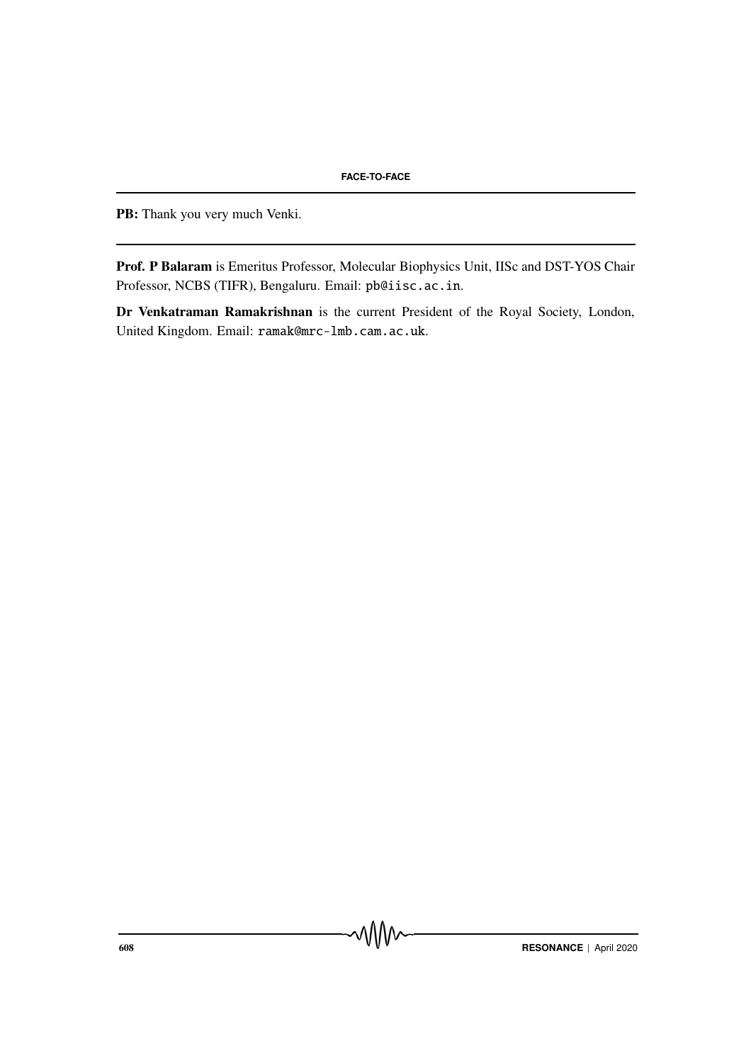**PB:** Thank you very much Venki.

---

**Prof. P Balaram** is Emeritus Professor, Molecular Biophysics Unit, IISc and DST-YOS Chair Professor, NCBS (TIFR), Bengaluru. Email: pb@iisc.ac.in.

**Dr Venkatraman Ramakrishnan** is the current President of the Royal Society, London, United Kingdom. Email: ramak@mrc-lmb.cam.ac.uk.